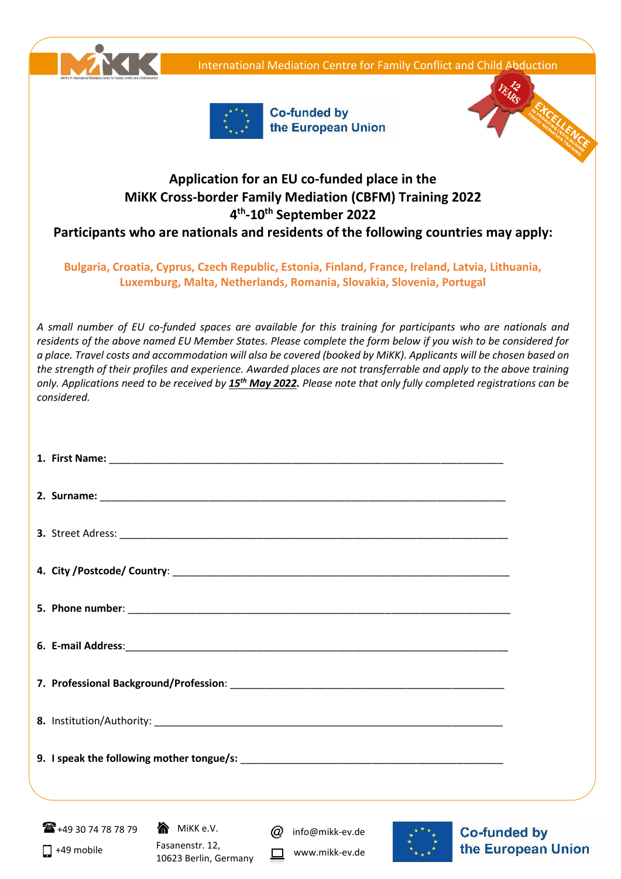International Mediation Centre for Family Conflict and Child Abduction

Co-funded by the European Union

# Application for an EU co-funded place in the MiKK Cross-border Family Mediation (CBFM) Training 2022
## 4th-10th September 2022
## Participants who are nationals and residents of the following countries may apply:

**Bulgaria, Croatia, Cyprus, Czech Republic, Estonia, Finland, France, Ireland, Latvia, Lithuania, Luxemburg, Malta, Netherlands, Romania, Slovakia, Slovenia, Portugal**

*A small number of EU co-funded spaces are available for this training for participants who are nationals and residents of the above named EU Member States. Please complete the form below if you wish to be considered for a place. Travel costs and accommodation will also be covered (booked by MiKK). Applicants will be chosen based on the strength of their profiles and experience. Awarded places are not transferrable and apply to the above training only. Applications need to be received by* ***15th May 2022****. Please note that only fully completed registrations can be considered.*

1. **First Name:** ______________________________________________
2. **Surname:** ______________________________________________
3. Street Adress: ______________________________________________
4. **City /Postcode/ Country**: ______________________________________________
5. **Phone number**: ______________________________________________
6. **E-mail Address**: ______________________________________________
7. **Professional Background/Profession**: ______________________________________________
8. Institution/Authority: ______________________________________________
9. **I speak the following mother tongue/s:** ______________________________________________

+49 30 74 78 78 79
+49 mobile
MiKK e.V.
Fasanenstr. 12,
10623 Berlin, Germany
info@mikk-ev.de
www.mikk-ev.de
Co-funded by the European Union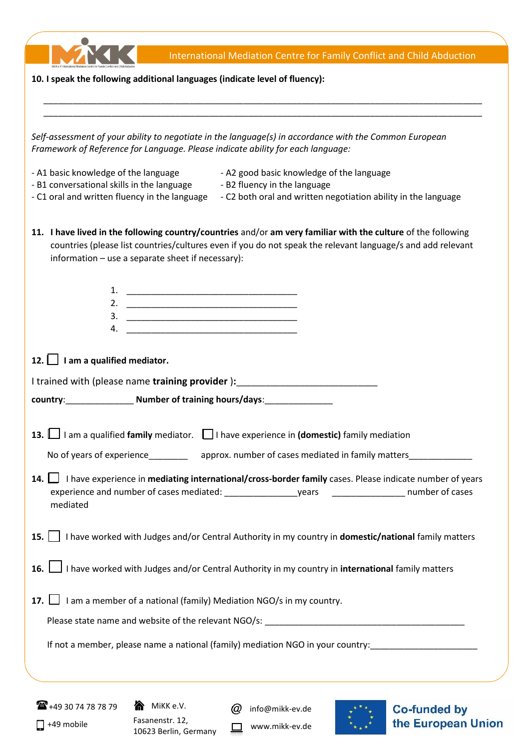**10. I speak the following additional languages (indicate level of fluency):**

___________________________________________________________________________________________

___________________________________________________________________________________________

*Self-assessment of your ability to negotiate in the language(s) in accordance with the Common European Framework of Reference for Language. Please indicate ability for each language:*

- A1 basic knowledge of the language
- A2 good basic knowledge of the language
- B1 conversational skills in the language
- B2 fluency in the language
- C1 oral and written fluency in the language
- C2 both oral and written negotiation ability in the language

**11. I have lived in the following country/countries** and/or **am very familiar with the culture** of the following countries (please list countries/cultures even if you do not speak the relevant language/s and add relevant information – use a separate sheet if necessary):

1. ____________________________________
2. ____________________________________
3. ____________________________________
4. ____________________________________

**12.** ☐ **I am a qualified mediator.**

I trained with (please name **training provider** ):____________________________

**country**:______________ **Number of training hours/days**:______________

**13.** ☐ I am a qualified **family** mediator. ☐ I have experience in **(domestic)** family mediation

No of years of experience________ approx. number of cases mediated in family matters_____________

**14.** ☐ I have experience in **mediating international/cross-border family** cases. Please indicate number of years experience and number of cases mediated: _______________years _______________ number of cases mediated

**15.** ☐ I have worked with Judges and/or Central Authority in my country in **domestic/national** family matters

**16.** ☐ I have worked with Judges and/or Central Authority in my country in **international** family matters

**17.** ☐ I am a member of a national (family) Mediation NGO/s in my country.

Please state name and website of the relevant NGO/s: ___________________________________________

If not a member, please name a national (family) mediation NGO in your country:______________________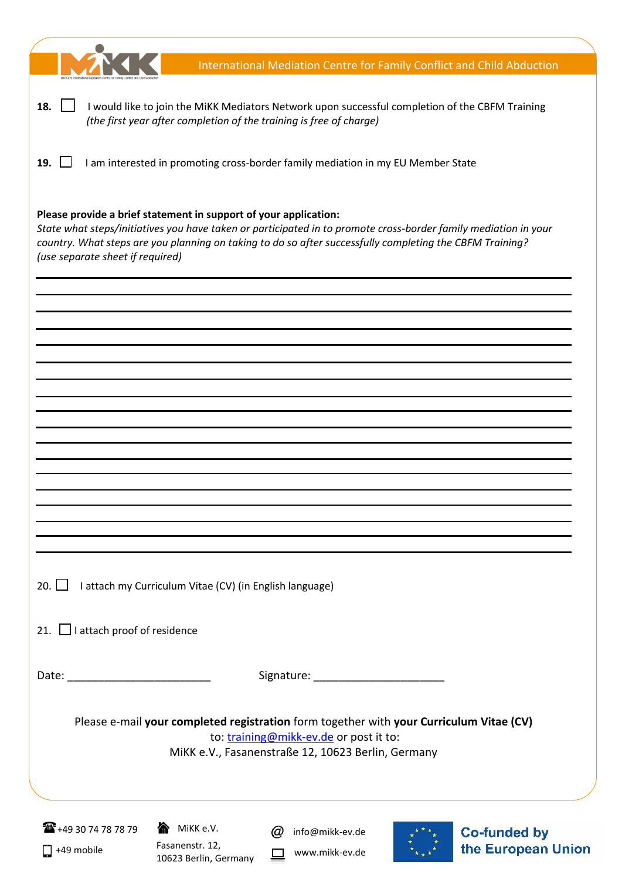18. ☐ I would like to join the MiKK Mediators Network upon successful completion of the CBFM Training *(the first year after completion of the training is free of charge)*

19. ☐ I am interested in promoting cross-border family mediation in my EU Member State

**Please provide a brief statement in support of your application:**
*State what steps/initiatives you have taken or participated in to promote cross-border family mediation in your country. What steps are you planning on taking to do so after successfully completing the CBFM Training? (use separate sheet if required)*

20. ☐ I attach my Curriculum Vitae (CV) (in English language)

21. ☐ I attach proof of residence

Date: ________________________ Signature: _____________________

Please e-mail **your completed registration** form together with **your Curriculum Vitae (CV)** to: training@mikk-ev.de or post it to:
MiKK e.V., Fasanenstraße 12, 10623 Berlin, Germany